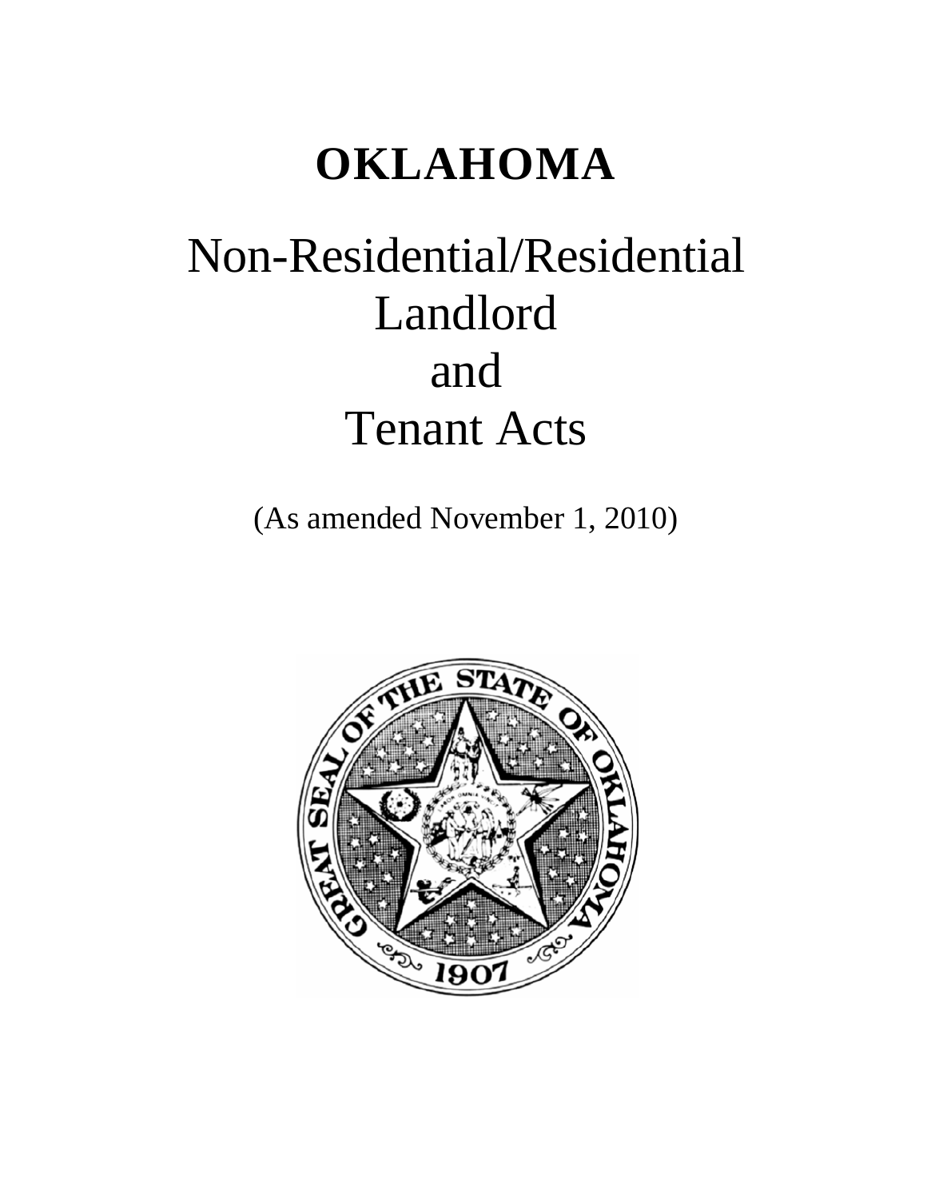# OKLAHOMA

# Non-Residential/Residential Landlord and Tenant Acts

(As amended November 1, 2010)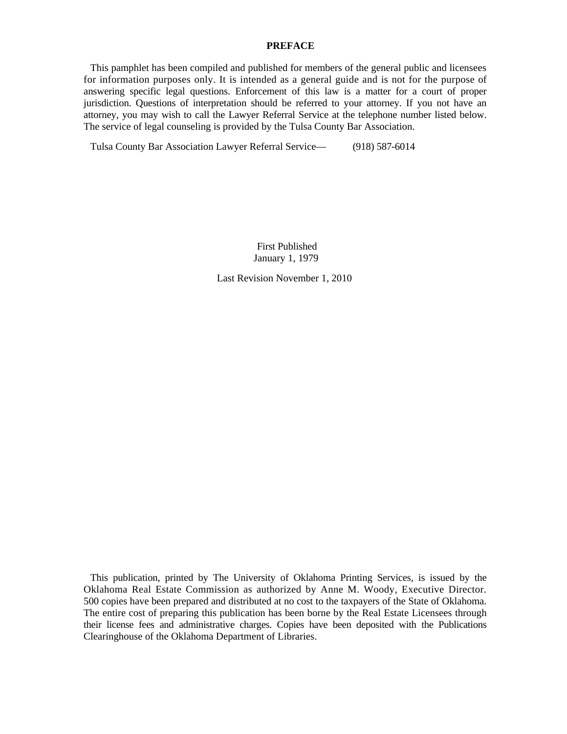## PREFACE

This pamphlet has been compiled and published for members of the general public and licensees for information purposes only. It is intended as a general guide and is not for the purpose of answering specific legal questions. Enforcement of this law is a matter for a court of proper jurisdiction. Questions of interpretation should be referred to your attorney. If you not have an attorney, you may wish to call the Lawyer Referral Service at the telephone number listed below. The service of legal counseling is provided by the Tulsa County Bar Association.

Tulsa County Bar Association Lawyer Referral Service— (918) 587-6014

First Published
January 1, 1979

Last Revision November 1, 2010

This publication, printed by The University of Oklahoma Printing Services, is issued by the Oklahoma Real Estate Commission as authorized by Anne M. Woody, Executive Director. 500 copies have been prepared and distributed at no cost to the taxpayers of the State of Oklahoma. The entire cost of preparing this publication has been borne by the Real Estate Licensees through their license fees and administrative charges. Copies have been deposited with the Publications Clearinghouse of the Oklahoma Department of Libraries.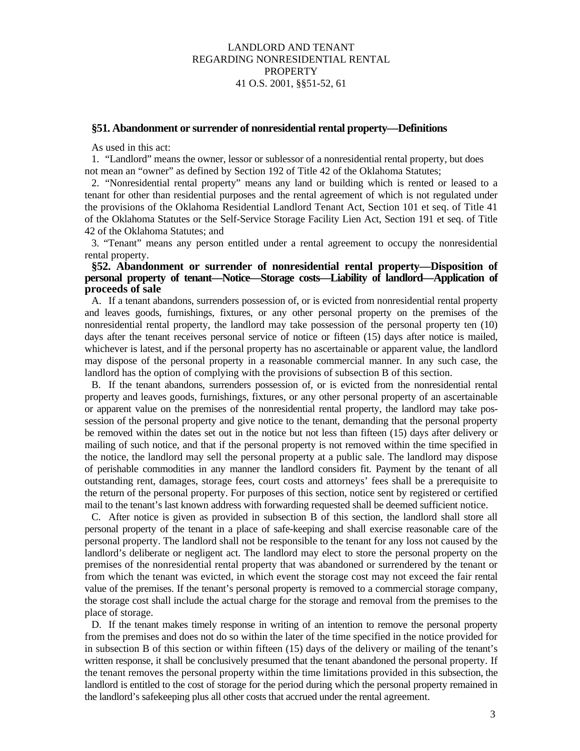# LANDLORD AND TENANT
# REGARDING NONRESIDENTIAL RENTAL PROPERTY
# 41 O.S. 2001, §§51-52, 61

## §51. Abandonment or surrender of nonresidential rental property—Definitions

As used in this act:

1. "Landlord" means the owner, lessor or sublessor of a nonresidential rental property, but does not mean an "owner" as defined by Section 192 of Title 42 of the Oklahoma Statutes;

2. "Nonresidential rental property" means any land or building which is rented or leased to a tenant for other than residential purposes and the rental agreement of which is not regulated under the provisions of the Oklahoma Residential Landlord Tenant Act, Section 101 et seq. of Title 41 of the Oklahoma Statutes or the Self-Service Storage Facility Lien Act, Section 191 et seq. of Title 42 of the Oklahoma Statutes; and

3. "Tenant" means any person entitled under a rental agreement to occupy the nonresidential rental property.

## §52. Abandonment or surrender of nonresidential rental property—Disposition of personal property of tenant—Notice—Storage costs—Liability of landlord—Application of proceeds of sale

A. If a tenant abandons, surrenders possession of, or is evicted from nonresidential rental property and leaves goods, furnishings, fixtures, or any other personal property on the premises of the nonresidential rental property, the landlord may take possession of the personal property ten (10) days after the tenant receives personal service of notice or fifteen (15) days after notice is mailed, whichever is latest, and if the personal property has no ascertainable or apparent value, the landlord may dispose of the personal property in a reasonable commercial manner. In any such case, the landlord has the option of complying with the provisions of subsection B of this section.

B. If the tenant abandons, surrenders possession of, or is evicted from the nonresidential rental property and leaves goods, furnishings, fixtures, or any other personal property of an ascertainable or apparent value on the premises of the nonresidential rental property, the landlord may take possession of the personal property and give notice to the tenant, demanding that the personal property be removed within the dates set out in the notice but not less than fifteen (15) days after delivery or mailing of such notice, and that if the personal property is not removed within the time specified in the notice, the landlord may sell the personal property at a public sale. The landlord may dispose of perishable commodities in any manner the landlord considers fit. Payment by the tenant of all outstanding rent, damages, storage fees, court costs and attorneys' fees shall be a prerequisite to the return of the personal property. For purposes of this section, notice sent by registered or certified mail to the tenant's last known address with forwarding requested shall be deemed sufficient notice.

C. After notice is given as provided in subsection B of this section, the landlord shall store all personal property of the tenant in a place of safe-keeping and shall exercise reasonable care of the personal property. The landlord shall not be responsible to the tenant for any loss not caused by the landlord's deliberate or negligent act. The landlord may elect to store the personal property on the premises of the nonresidential rental property that was abandoned or surrendered by the tenant or from which the tenant was evicted, in which event the storage cost may not exceed the fair rental value of the premises. If the tenant's personal property is removed to a commercial storage company, the storage cost shall include the actual charge for the storage and removal from the premises to the place of storage.

D. If the tenant makes timely response in writing of an intention to remove the personal property from the premises and does not do so within the later of the time specified in the notice provided for in subsection B of this section or within fifteen (15) days of the delivery or mailing of the tenant's written response, it shall be conclusively presumed that the tenant abandoned the personal property. If the tenant removes the personal property within the time limitations provided in this subsection, the landlord is entitled to the cost of storage for the period during which the personal property remained in the landlord's safekeeping plus all other costs that accrued under the rental agreement.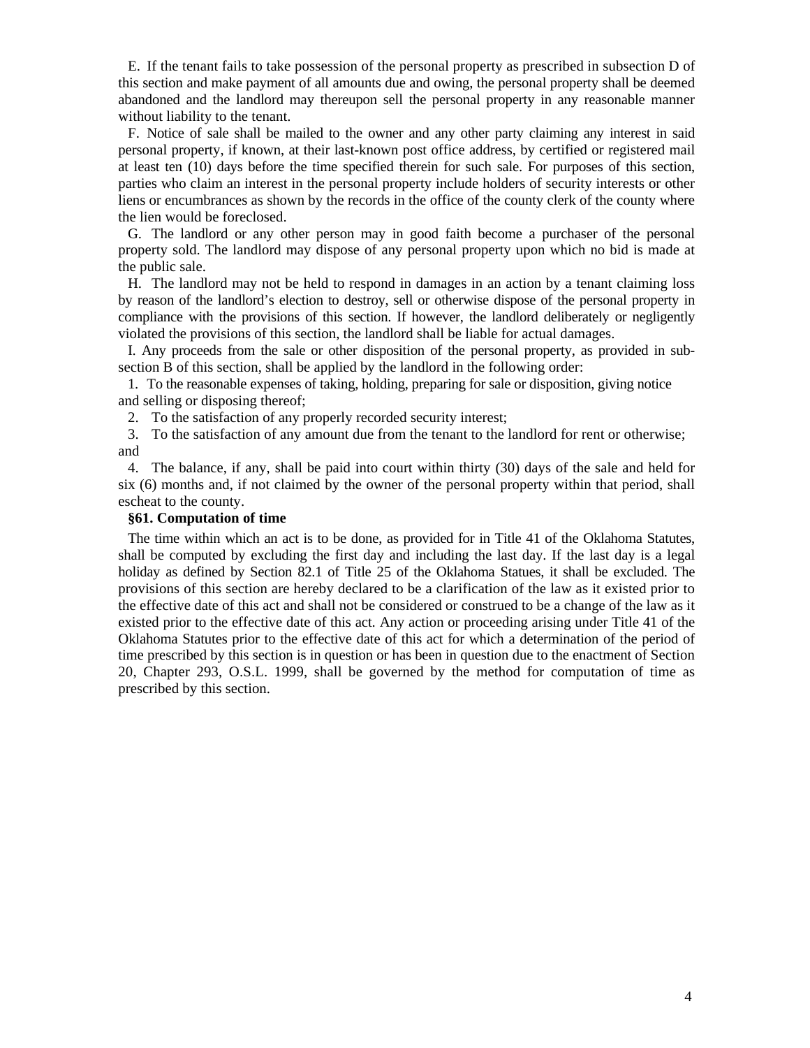E. If the tenant fails to take possession of the personal property as prescribed in subsection D of this section and make payment of all amounts due and owing, the personal property shall be deemed abandoned and the landlord may thereupon sell the personal property in any reasonable manner without liability to the tenant.

F. Notice of sale shall be mailed to the owner and any other party claiming any interest in said personal property, if known, at their last-known post office address, by certified or registered mail at least ten (10) days before the time specified therein for such sale. For purposes of this section, parties who claim an interest in the personal property include holders of security interests or other liens or encumbrances as shown by the records in the office of the county clerk of the county where the lien would be foreclosed.

G. The landlord or any other person may in good faith become a purchaser of the personal property sold. The landlord may dispose of any personal property upon which no bid is made at the public sale.

H. The landlord may not be held to respond in damages in an action by a tenant claiming loss by reason of the landlord's election to destroy, sell or otherwise dispose of the personal property in compliance with the provisions of this section. If however, the landlord deliberately or negligently violated the provisions of this section, the landlord shall be liable for actual damages.

I. Any proceeds from the sale or other disposition of the personal property, as provided in subsection B of this section, shall be applied by the landlord in the following order:

1. To the reasonable expenses of taking, holding, preparing for sale or disposition, giving notice and selling or disposing thereof;
2. To the satisfaction of any properly recorded security interest;
3. To the satisfaction of any amount due from the tenant to the landlord for rent or otherwise; and
4. The balance, if any, shall be paid into court within thirty (30) days of the sale and held for six (6) months and, if not claimed by the owner of the personal property within that period, shall escheat to the county.

**§61. Computation of time**

The time within which an act is to be done, as provided for in Title 41 of the Oklahoma Statutes, shall be computed by excluding the first day and including the last day. If the last day is a legal holiday as defined by Section 82.1 of Title 25 of the Oklahoma Statues, it shall be excluded. The provisions of this section are hereby declared to be a clarification of the law as it existed prior to the effective date of this act and shall not be considered or construed to be a change of the law as it existed prior to the effective date of this act. Any action or proceeding arising under Title 41 of the Oklahoma Statutes prior to the effective date of this act for which a determination of the period of time prescribed by this section is in question or has been in question due to the enactment of Section 20, Chapter 293, O.S.L. 1999, shall be governed by the method for computation of time as prescribed by this section.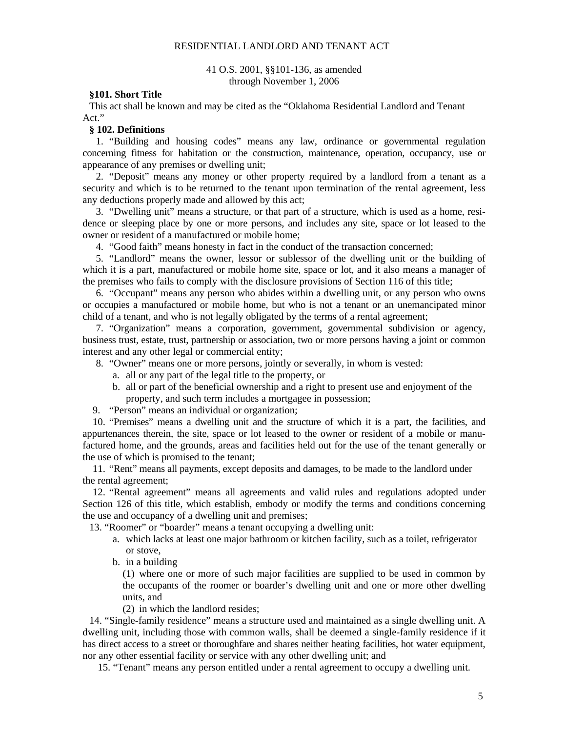# RESIDENTIAL LANDLORD AND TENANT ACT

41 O.S. 2001, §§101-136, as amended through November 1, 2006

**§101. Short Title**

This act shall be known and may be cited as the "Oklahoma Residential Landlord and Tenant Act."

**§ 102. Definitions**

1. "Building and housing codes" means any law, ordinance or governmental regulation concerning fitness for habitation or the construction, maintenance, operation, occupancy, use or appearance of any premises or dwelling unit;

2. "Deposit" means any money or other property required by a landlord from a tenant as a security and which is to be returned to the tenant upon termination of the rental agreement, less any deductions properly made and allowed by this act;

3. "Dwelling unit" means a structure, or that part of a structure, which is used as a home, residence or sleeping place by one or more persons, and includes any site, space or lot leased to the owner or resident of a manufactured or mobile home;

4. "Good faith" means honesty in fact in the conduct of the transaction concerned;

5. "Landlord" means the owner, lessor or sublessor of the dwelling unit or the building of which it is a part, manufactured or mobile home site, space or lot, and it also means a manager of the premises who fails to comply with the disclosure provisions of Section 116 of this title;

6. "Occupant" means any person who abides within a dwelling unit, or any person who owns or occupies a manufactured or mobile home, but who is not a tenant or an unemancipated minor child of a tenant, and who is not legally obligated by the terms of a rental agreement;

7. "Organization" means a corporation, government, governmental subdivision or agency, business trust, estate, trust, partnership or association, two or more persons having a joint or common interest and any other legal or commercial entity;

8. "Owner" means one or more persons, jointly or severally, in whom is vested:
   a. all or any part of the legal title to the property, or
   b. all or part of the beneficial ownership and a right to present use and enjoyment of the property, and such term includes a mortgagee in possession;

9. "Person" means an individual or organization;

10. "Premises" means a dwelling unit and the structure of which it is a part, the facilities, and appurtenances therein, the site, space or lot leased to the owner or resident of a mobile or manufactured home, and the grounds, areas and facilities held out for the use of the tenant generally or the use of which is promised to the tenant;

11. "Rent" means all payments, except deposits and damages, to be made to the landlord under the rental agreement;

12. "Rental agreement" means all agreements and valid rules and regulations adopted under Section 126 of this title, which establish, embody or modify the terms and conditions concerning the use and occupancy of a dwelling unit and premises;

13. "Roomer" or "boarder" means a tenant occupying a dwelling unit:
   a. which lacks at least one major bathroom or kitchen facility, such as a toilet, refrigerator or stove,
   b. in a building
      (1) where one or more of such major facilities are supplied to be used in common by the occupants of the roomer or boarder's dwelling unit and one or more other dwelling units, and
      (2) in which the landlord resides;

14. "Single-family residence" means a structure used and maintained as a single dwelling unit. A dwelling unit, including those with common walls, shall be deemed a single-family residence if it has direct access to a street or thoroughfare and shares neither heating facilities, hot water equipment, nor any other essential facility or service with any other dwelling unit; and

15. "Tenant" means any person entitled under a rental agreement to occupy a dwelling unit.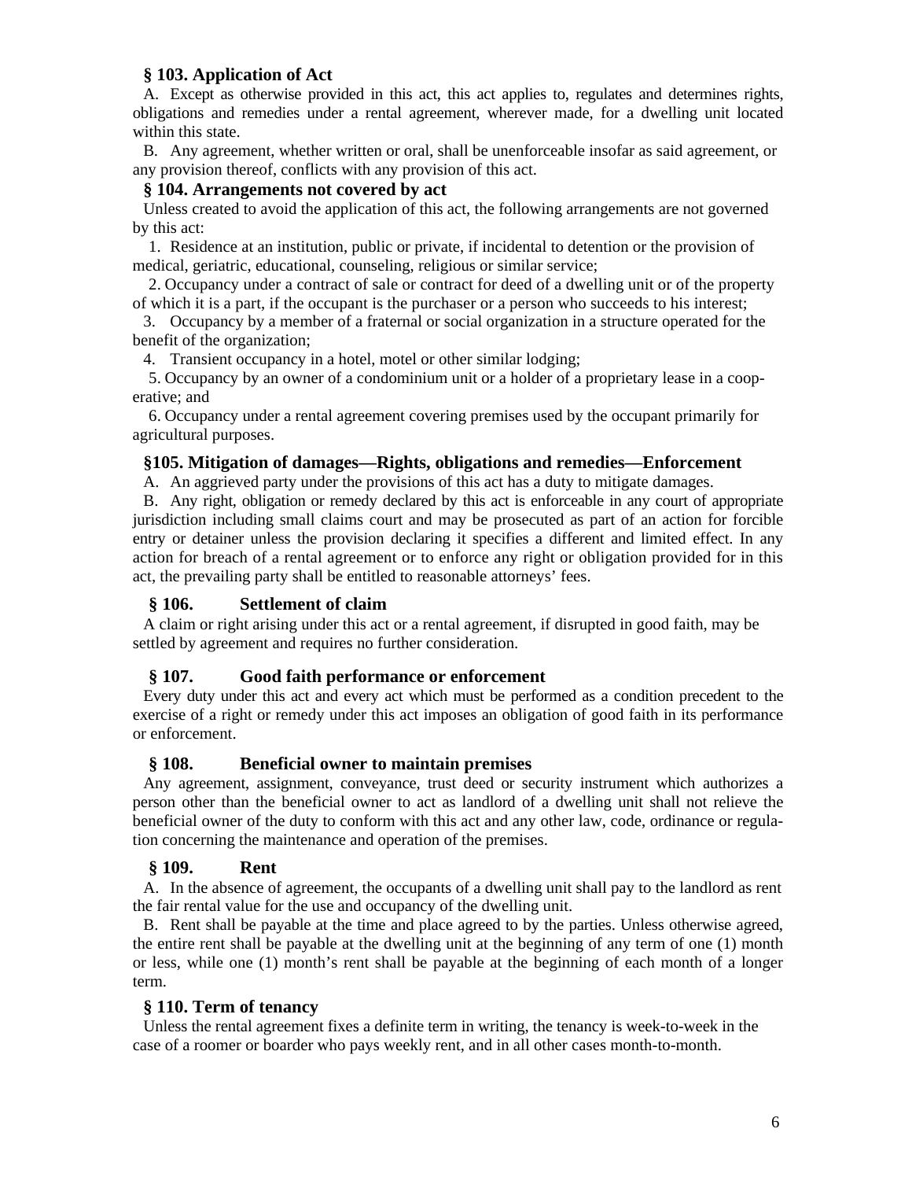### § 103. Application of Act

A. Except as otherwise provided in this act, this act applies to, regulates and determines rights, obligations and remedies under a rental agreement, wherever made, for a dwelling unit located within this state.

B. Any agreement, whether written or oral, shall be unenforceable insofar as said agreement, or any provision thereof, conflicts with any provision of this act.

### § 104. Arrangements not covered by act

Unless created to avoid the application of this act, the following arrangements are not governed by this act:

1. Residence at an institution, public or private, if incidental to detention or the provision of medical, geriatric, educational, counseling, religious or similar service;
2. Occupancy under a contract of sale or contract for deed of a dwelling unit or of the property of which it is a part, if the occupant is the purchaser or a person who succeeds to his interest;
3. Occupancy by a member of a fraternal or social organization in a structure operated for the benefit of the organization;
4. Transient occupancy in a hotel, motel or other similar lodging;
5. Occupancy by an owner of a condominium unit or a holder of a proprietary lease in a cooperative; and
6. Occupancy under a rental agreement covering premises used by the occupant primarily for agricultural purposes.

### §105. Mitigation of damages—Rights, obligations and remedies—Enforcement

A. An aggrieved party under the provisions of this act has a duty to mitigate damages.

B. Any right, obligation or remedy declared by this act is enforceable in any court of appropriate jurisdiction including small claims court and may be prosecuted as part of an action for forcible entry or detainer unless the provision declaring it specifies a different and limited effect. In any action for breach of a rental agreement or to enforce any right or obligation provided for in this act, the prevailing party shall be entitled to reasonable attorneys' fees.

### § 106. Settlement of claim

A claim or right arising under this act or a rental agreement, if disrupted in good faith, may be settled by agreement and requires no further consideration.

### § 107. Good faith performance or enforcement

Every duty under this act and every act which must be performed as a condition precedent to the exercise of a right or remedy under this act imposes an obligation of good faith in its performance or enforcement.

### § 108. Beneficial owner to maintain premises

Any agreement, assignment, conveyance, trust deed or security instrument which authorizes a person other than the beneficial owner to act as landlord of a dwelling unit shall not relieve the beneficial owner of the duty to conform with this act and any other law, code, ordinance or regulation concerning the maintenance and operation of the premises.

### § 109. Rent

A. In the absence of agreement, the occupants of a dwelling unit shall pay to the landlord as rent the fair rental value for the use and occupancy of the dwelling unit.

B. Rent shall be payable at the time and place agreed to by the parties. Unless otherwise agreed, the entire rent shall be payable at the dwelling unit at the beginning of any term of one (1) month or less, while one (1) month's rent shall be payable at the beginning of each month of a longer term.

### § 110. Term of tenancy

Unless the rental agreement fixes a definite term in writing, the tenancy is week-to-week in the case of a roomer or boarder who pays weekly rent, and in all other cases month-to-month.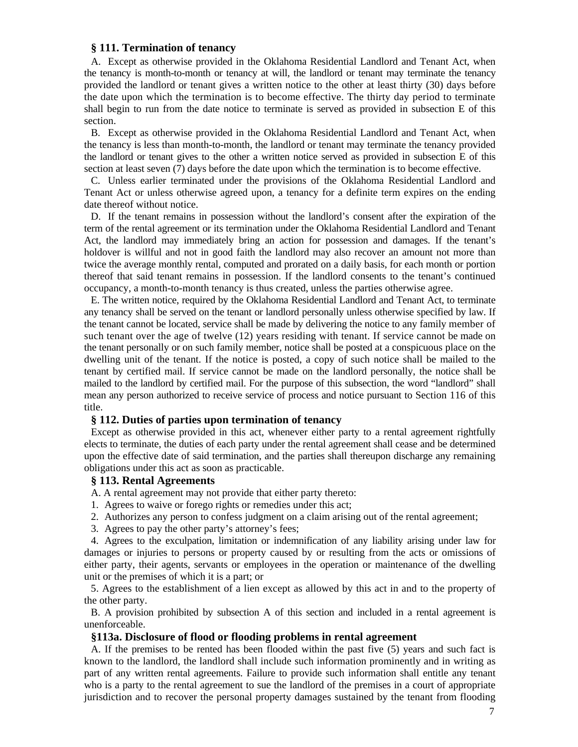### § 111. Termination of tenancy

A. Except as otherwise provided in the Oklahoma Residential Landlord and Tenant Act, when the tenancy is month-to-month or tenancy at will, the landlord or tenant may terminate the tenancy provided the landlord or tenant gives a written notice to the other at least thirty (30) days before the date upon which the termination is to become effective. The thirty day period to terminate shall begin to run from the date notice to terminate is served as provided in subsection E of this section.

B. Except as otherwise provided in the Oklahoma Residential Landlord and Tenant Act, when the tenancy is less than month-to-month, the landlord or tenant may terminate the tenancy provided the landlord or tenant gives to the other a written notice served as provided in subsection E of this section at least seven (7) days before the date upon which the termination is to become effective.

C. Unless earlier terminated under the provisions of the Oklahoma Residential Landlord and Tenant Act or unless otherwise agreed upon, a tenancy for a definite term expires on the ending date thereof without notice.

D. If the tenant remains in possession without the landlord's consent after the expiration of the term of the rental agreement or its termination under the Oklahoma Residential Landlord and Tenant Act, the landlord may immediately bring an action for possession and damages. If the tenant's holdover is willful and not in good faith the landlord may also recover an amount not more than twice the average monthly rental, computed and prorated on a daily basis, for each month or portion thereof that said tenant remains in possession. If the landlord consents to the tenant's continued occupancy, a month-to-month tenancy is thus created, unless the parties otherwise agree.

E. The written notice, required by the Oklahoma Residential Landlord and Tenant Act, to terminate any tenancy shall be served on the tenant or landlord personally unless otherwise specified by law. If the tenant cannot be located, service shall be made by delivering the notice to any family member of such tenant over the age of twelve (12) years residing with tenant. If service cannot be made on the tenant personally or on such family member, notice shall be posted at a conspicuous place on the dwelling unit of the tenant. If the notice is posted, a copy of such notice shall be mailed to the tenant by certified mail. If service cannot be made on the landlord personally, the notice shall be mailed to the landlord by certified mail. For the purpose of this subsection, the word "landlord" shall mean any person authorized to receive service of process and notice pursuant to Section 116 of this title.

### § 112. Duties of parties upon termination of tenancy

Except as otherwise provided in this act, whenever either party to a rental agreement rightfully elects to terminate, the duties of each party under the rental agreement shall cease and be determined upon the effective date of said termination, and the parties shall thereupon discharge any remaining obligations under this act as soon as practicable.

### § 113. Rental Agreements

A. A rental agreement may not provide that either party thereto:

1. Agrees to waive or forego rights or remedies under this act;
2. Authorizes any person to confess judgment on a claim arising out of the rental agreement;
3. Agrees to pay the other party's attorney's fees;
4. Agrees to the exculpation, limitation or indemnification of any liability arising under law for damages or injuries to persons or property caused by or resulting from the acts or omissions of either party, their agents, servants or employees in the operation or maintenance of the dwelling unit or the premises of which it is a part; or
5. Agrees to the establishment of a lien except as allowed by this act in and to the property of the other party.

B. A provision prohibited by subsection A of this section and included in a rental agreement is unenforceable.

### §113a. Disclosure of flood or flooding problems in rental agreement

A. If the premises to be rented has been flooded within the past five (5) years and such fact is known to the landlord, the landlord shall include such information prominently and in writing as part of any written rental agreements. Failure to provide such information shall entitle any tenant who is a party to the rental agreement to sue the landlord of the premises in a court of appropriate jurisdiction and to recover the personal property damages sustained by the tenant from flooding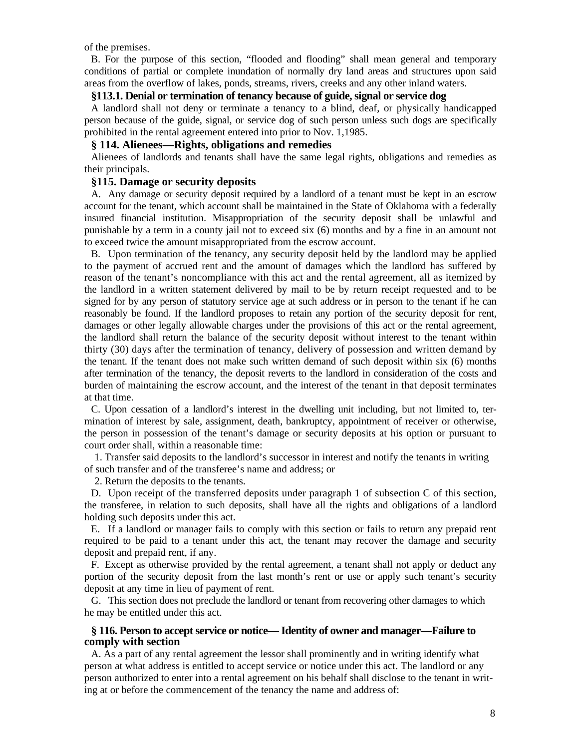of the premises.

B. For the purpose of this section, "flooded and flooding" shall mean general and temporary conditions of partial or complete inundation of normally dry land areas and structures upon said areas from the overflow of lakes, ponds, streams, rivers, creeks and any other inland waters.

### §113.1. Denial or termination of tenancy because of guide, signal or service dog

A landlord shall not deny or terminate a tenancy to a blind, deaf, or physically handicapped person because of the guide, signal, or service dog of such person unless such dogs are specifically prohibited in the rental agreement entered into prior to Nov. 1,1985.

### § 114. Alienees—Rights, obligations and remedies

Alienees of landlords and tenants shall have the same legal rights, obligations and remedies as their principals.

### §115. Damage or security deposits

A. Any damage or security deposit required by a landlord of a tenant must be kept in an escrow account for the tenant, which account shall be maintained in the State of Oklahoma with a federally insured financial institution. Misappropriation of the security deposit shall be unlawful and punishable by a term in a county jail not to exceed six (6) months and by a fine in an amount not to exceed twice the amount misappropriated from the escrow account.

B. Upon termination of the tenancy, any security deposit held by the landlord may be applied to the payment of accrued rent and the amount of damages which the landlord has suffered by reason of the tenant's noncompliance with this act and the rental agreement, all as itemized by the landlord in a written statement delivered by mail to be by return receipt requested and to be signed for by any person of statutory service age at such address or in person to the tenant if he can reasonably be found. If the landlord proposes to retain any portion of the security deposit for rent, damages or other legally allowable charges under the provisions of this act or the rental agreement, the landlord shall return the balance of the security deposit without interest to the tenant within thirty (30) days after the termination of tenancy, delivery of possession and written demand by the tenant. If the tenant does not make such written demand of such deposit within six (6) months after termination of the tenancy, the deposit reverts to the landlord in consideration of the costs and burden of maintaining the escrow account, and the interest of the tenant in that deposit terminates at that time.

C. Upon cessation of a landlord's interest in the dwelling unit including, but not limited to, termination of interest by sale, assignment, death, bankruptcy, appointment of receiver or otherwise, the person in possession of the tenant's damage or security deposits at his option or pursuant to court order shall, within a reasonable time:

1. Transfer said deposits to the landlord's successor in interest and notify the tenants in writing of such transfer and of the transferee's name and address; or

2. Return the deposits to the tenants.

D. Upon receipt of the transferred deposits under paragraph 1 of subsection C of this section, the transferee, in relation to such deposits, shall have all the rights and obligations of a landlord holding such deposits under this act.

E. If a landlord or manager fails to comply with this section or fails to return any prepaid rent required to be paid to a tenant under this act, the tenant may recover the damage and security deposit and prepaid rent, if any.

F. Except as otherwise provided by the rental agreement, a tenant shall not apply or deduct any portion of the security deposit from the last month's rent or use or apply such tenant's security deposit at any time in lieu of payment of rent.

G. This section does not preclude the landlord or tenant from recovering other damages to which he may be entitled under this act.

### § 116. Person to accept service or notice— Identity of owner and manager—Failure to comply with section

A. As a part of any rental agreement the lessor shall prominently and in writing identify what person at what address is entitled to accept service or notice under this act. The landlord or any person authorized to enter into a rental agreement on his behalf shall disclose to the tenant in writing at or before the commencement of the tenancy the name and address of: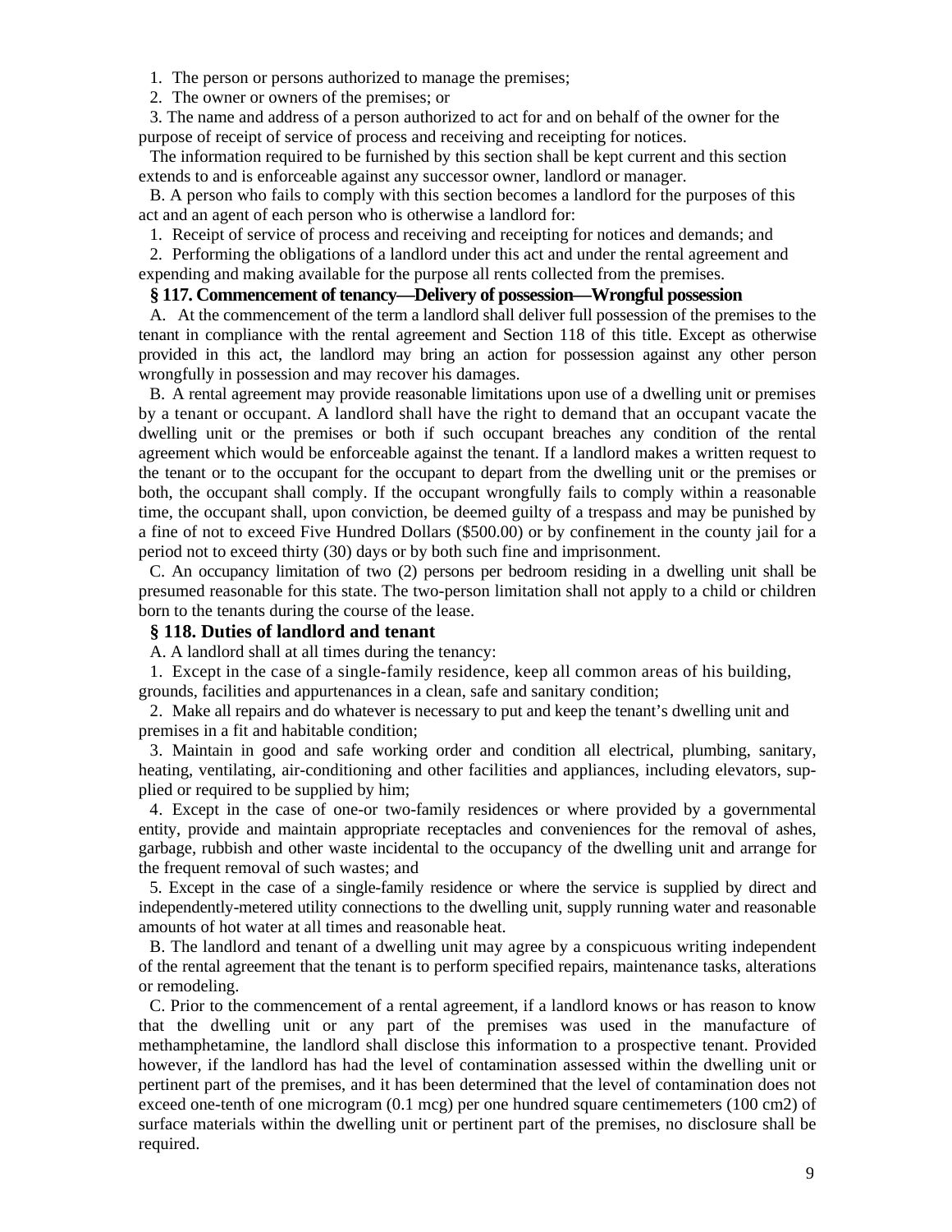1. The person or persons authorized to manage the premises;

2. The owner or owners of the premises; or

3. The name and address of a person authorized to act for and on behalf of the owner for the purpose of receipt of service of process and receiving and receipting for notices.

The information required to be furnished by this section shall be kept current and this section extends to and is enforceable against any successor owner, landlord or manager.

B. A person who fails to comply with this section becomes a landlord for the purposes of this act and an agent of each person who is otherwise a landlord for:

1. Receipt of service of process and receiving and receipting for notices and demands; and

2. Performing the obligations of a landlord under this act and under the rental agreement and expending and making available for the purpose all rents collected from the premises.

### § 117. Commencement of tenancy—Delivery of possession—Wrongful possession

A. At the commencement of the term a landlord shall deliver full possession of the premises to the tenant in compliance with the rental agreement and Section 118 of this title. Except as otherwise provided in this act, the landlord may bring an action for possession against any other person wrongfully in possession and may recover his damages.

B. A rental agreement may provide reasonable limitations upon use of a dwelling unit or premises by a tenant or occupant. A landlord shall have the right to demand that an occupant vacate the dwelling unit or the premises or both if such occupant breaches any condition of the rental agreement which would be enforceable against the tenant. If a landlord makes a written request to the tenant or to the occupant for the occupant to depart from the dwelling unit or the premises or both, the occupant shall comply. If the occupant wrongfully fails to comply within a reasonable time, the occupant shall, upon conviction, be deemed guilty of a trespass and may be punished by a fine of not to exceed Five Hundred Dollars ($500.00) or by confinement in the county jail for a period not to exceed thirty (30) days or by both such fine and imprisonment.

C. An occupancy limitation of two (2) persons per bedroom residing in a dwelling unit shall be presumed reasonable for this state. The two-person limitation shall not apply to a child or children born to the tenants during the course of the lease.

### § 118. Duties of landlord and tenant

A. A landlord shall at all times during the tenancy:

1. Except in the case of a single-family residence, keep all common areas of his building, grounds, facilities and appurtenances in a clean, safe and sanitary condition;

2. Make all repairs and do whatever is necessary to put and keep the tenant's dwelling unit and premises in a fit and habitable condition;

3. Maintain in good and safe working order and condition all electrical, plumbing, sanitary, heating, ventilating, air-conditioning and other facilities and appliances, including elevators, supplied or required to be supplied by him;

4. Except in the case of one-or two-family residences or where provided by a governmental entity, provide and maintain appropriate receptacles and conveniences for the removal of ashes, garbage, rubbish and other waste incidental to the occupancy of the dwelling unit and arrange for the frequent removal of such wastes; and

5. Except in the case of a single-family residence or where the service is supplied by direct and independently-metered utility connections to the dwelling unit, supply running water and reasonable amounts of hot water at all times and reasonable heat.

B. The landlord and tenant of a dwelling unit may agree by a conspicuous writing independent of the rental agreement that the tenant is to perform specified repairs, maintenance tasks, alterations or remodeling.

C. Prior to the commencement of a rental agreement, if a landlord knows or has reason to know that the dwelling unit or any part of the premises was used in the manufacture of methamphetamine, the landlord shall disclose this information to a prospective tenant. Provided however, if the landlord has had the level of contamination assessed within the dwelling unit or pertinent part of the premises, and it has been determined that the level of contamination does not exceed one-tenth of one microgram (0.1 mcg) per one hundred square centimemeters (100 $cm^2$) of surface materials within the dwelling unit or pertinent part of the premises, no disclosure shall be required.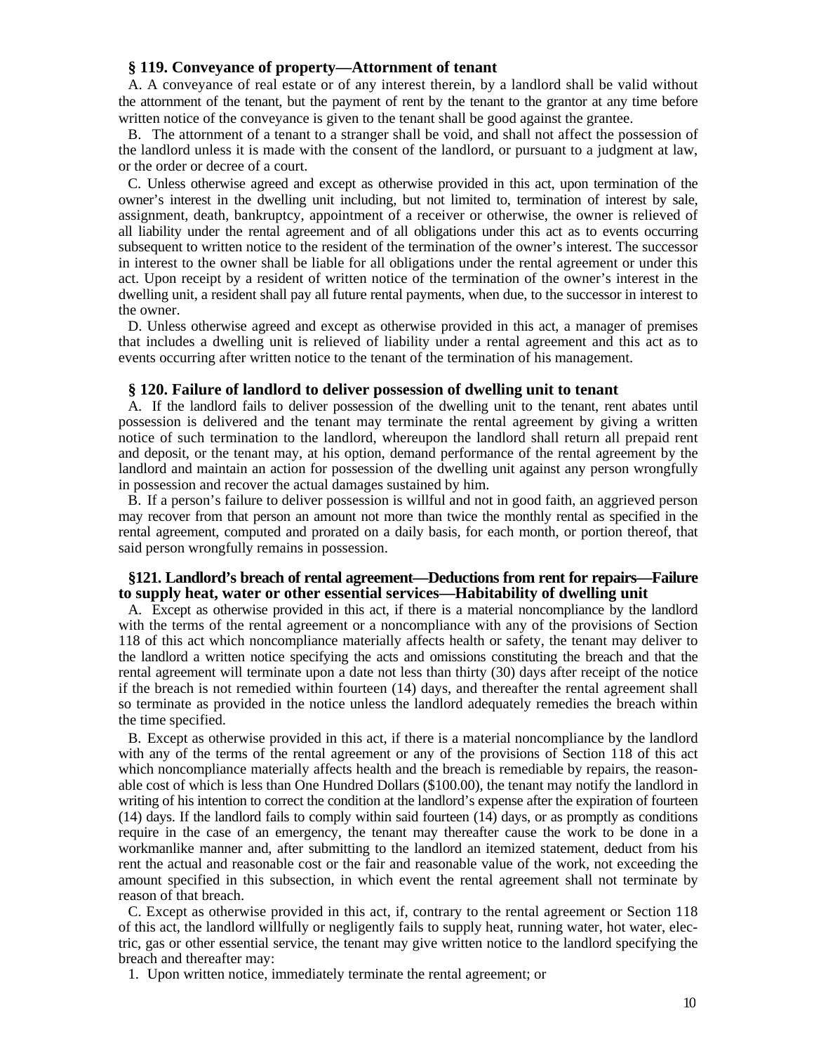### § 119. Conveyance of property—Attornment of tenant

A. A conveyance of real estate or of any interest therein, by a landlord shall be valid without the attornment of the tenant, but the payment of rent by the tenant to the grantor at any time before written notice of the conveyance is given to the tenant shall be good against the grantee.

B. The attornment of a tenant to a stranger shall be void, and shall not affect the possession of the landlord unless it is made with the consent of the landlord, or pursuant to a judgment at law, or the order or decree of a court.

C. Unless otherwise agreed and except as otherwise provided in this act, upon termination of the owner's interest in the dwelling unit including, but not limited to, termination of interest by sale, assignment, death, bankruptcy, appointment of a receiver or otherwise, the owner is relieved of all liability under the rental agreement and of all obligations under this act as to events occurring subsequent to written notice to the resident of the termination of the owner's interest. The successor in interest to the owner shall be liable for all obligations under the rental agreement or under this act. Upon receipt by a resident of written notice of the termination of the owner's interest in the dwelling unit, a resident shall pay all future rental payments, when due, to the successor in interest to the owner.

D. Unless otherwise agreed and except as otherwise provided in this act, a manager of premises that includes a dwelling unit is relieved of liability under a rental agreement and this act as to events occurring after written notice to the tenant of the termination of his management.

### § 120. Failure of landlord to deliver possession of dwelling unit to tenant

A. If the landlord fails to deliver possession of the dwelling unit to the tenant, rent abates until possession is delivered and the tenant may terminate the rental agreement by giving a written notice of such termination to the landlord, whereupon the landlord shall return all prepaid rent and deposit, or the tenant may, at his option, demand performance of the rental agreement by the landlord and maintain an action for possession of the dwelling unit against any person wrongfully in possession and recover the actual damages sustained by him.

B. If a person's failure to deliver possession is willful and not in good faith, an aggrieved person may recover from that person an amount not more than twice the monthly rental as specified in the rental agreement, computed and prorated on a daily basis, for each month, or portion thereof, that said person wrongfully remains in possession.

### §121. Landlord's breach of rental agreement—Deductions from rent for repairs—Failure to supply heat, water or other essential services—Habitability of dwelling unit

A. Except as otherwise provided in this act, if there is a material noncompliance by the landlord with the terms of the rental agreement or a noncompliance with any of the provisions of Section 118 of this act which noncompliance materially affects health or safety, the tenant may deliver to the landlord a written notice specifying the acts and omissions constituting the breach and that the rental agreement will terminate upon a date not less than thirty (30) days after receipt of the notice if the breach is not remedied within fourteen (14) days, and thereafter the rental agreement shall so terminate as provided in the notice unless the landlord adequately remedies the breach within the time specified.

B. Except as otherwise provided in this act, if there is a material noncompliance by the landlord with any of the terms of the rental agreement or any of the provisions of Section 118 of this act which noncompliance materially affects health and the breach is remediable by repairs, the reasonable cost of which is less than One Hundred Dollars ($100.00), the tenant may notify the landlord in writing of his intention to correct the condition at the landlord's expense after the expiration of fourteen (14) days. If the landlord fails to comply within said fourteen (14) days, or as promptly as conditions require in the case of an emergency, the tenant may thereafter cause the work to be done in a workmanlike manner and, after submitting to the landlord an itemized statement, deduct from his rent the actual and reasonable cost or the fair and reasonable value of the work, not exceeding the amount specified in this subsection, in which event the rental agreement shall not terminate by reason of that breach.

C. Except as otherwise provided in this act, if, contrary to the rental agreement or Section 118 of this act, the landlord willfully or negligently fails to supply heat, running water, hot water, electric, gas or other essential service, the tenant may give written notice to the landlord specifying the breach and thereafter may:

1. Upon written notice, immediately terminate the rental agreement; or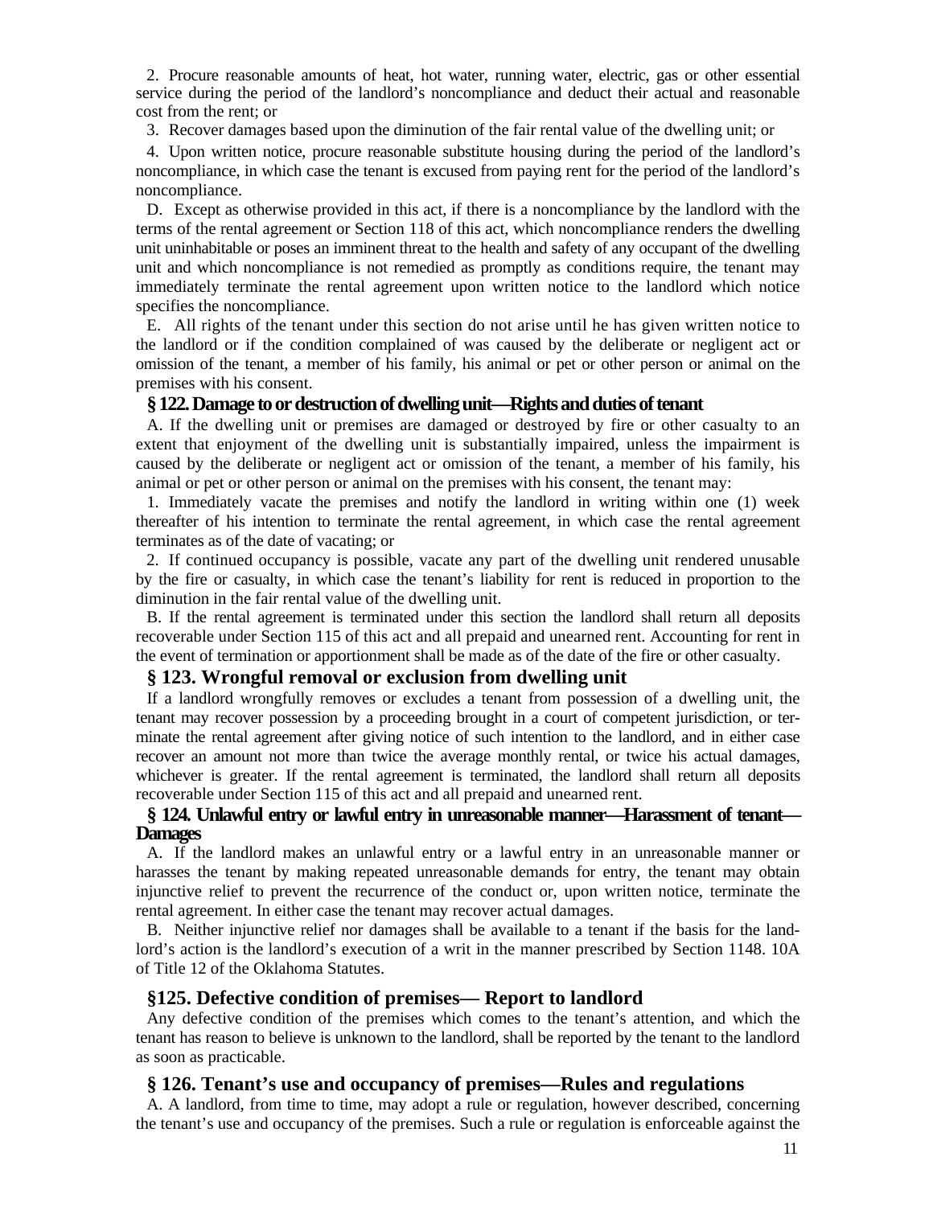2. Procure reasonable amounts of heat, hot water, running water, electric, gas or other essential service during the period of the landlord's noncompliance and deduct their actual and reasonable cost from the rent; or

3. Recover damages based upon the diminution of the fair rental value of the dwelling unit; or

4. Upon written notice, procure reasonable substitute housing during the period of the landlord's noncompliance, in which case the tenant is excused from paying rent for the period of the landlord's noncompliance.

D. Except as otherwise provided in this act, if there is a noncompliance by the landlord with the terms of the rental agreement or Section 118 of this act, which noncompliance renders the dwelling unit uninhabitable or poses an imminent threat to the health and safety of any occupant of the dwelling unit and which noncompliance is not remedied as promptly as conditions require, the tenant may immediately terminate the rental agreement upon written notice to the landlord which notice specifies the noncompliance.

E. All rights of the tenant under this section do not arise until he has given written notice to the landlord or if the condition complained of was caused by the deliberate or negligent act or omission of the tenant, a member of his family, his animal or pet or other person or animal on the premises with his consent.

### § 122. Damage to or destruction of dwelling unit—Rights and duties of tenant

A. If the dwelling unit or premises are damaged or destroyed by fire or other casualty to an extent that enjoyment of the dwelling unit is substantially impaired, unless the impairment is caused by the deliberate or negligent act or omission of the tenant, a member of his family, his animal or pet or other person or animal on the premises with his consent, the tenant may:

1. Immediately vacate the premises and notify the landlord in writing within one (1) week thereafter of his intention to terminate the rental agreement, in which case the rental agreement terminates as of the date of vacating; or

2. If continued occupancy is possible, vacate any part of the dwelling unit rendered unusable by the fire or casualty, in which case the tenant's liability for rent is reduced in proportion to the diminution in the fair rental value of the dwelling unit.

B. If the rental agreement is terminated under this section the landlord shall return all deposits recoverable under Section 115 of this act and all prepaid and unearned rent. Accounting for rent in the event of termination or apportionment shall be made as of the date of the fire or other casualty.

### § 123. Wrongful removal or exclusion from dwelling unit

If a landlord wrongfully removes or excludes a tenant from possession of a dwelling unit, the tenant may recover possession by a proceeding brought in a court of competent jurisdiction, or terminate the rental agreement after giving notice of such intention to the landlord, and in either case recover an amount not more than twice the average monthly rental, or twice his actual damages, whichever is greater. If the rental agreement is terminated, the landlord shall return all deposits recoverable under Section 115 of this act and all prepaid and unearned rent.

### § 124. Unlawful entry or lawful entry in unreasonable manner—Harassment of tenant—Damages

A. If the landlord makes an unlawful entry or a lawful entry in an unreasonable manner or harasses the tenant by making repeated unreasonable demands for entry, the tenant may obtain injunctive relief to prevent the recurrence of the conduct or, upon written notice, terminate the rental agreement. In either case the tenant may recover actual damages.

B. Neither injunctive relief nor damages shall be available to a tenant if the basis for the landlord's action is the landlord's execution of a writ in the manner prescribed by Section 1148. 10A of Title 12 of the Oklahoma Statutes.

### §125. Defective condition of premises— Report to landlord

Any defective condition of the premises which comes to the tenant's attention, and which the tenant has reason to believe is unknown to the landlord, shall be reported by the tenant to the landlord as soon as practicable.

### § 126. Tenant's use and occupancy of premises—Rules and regulations

A. A landlord, from time to time, may adopt a rule or regulation, however described, concerning the tenant's use and occupancy of the premises. Such a rule or regulation is enforceable against the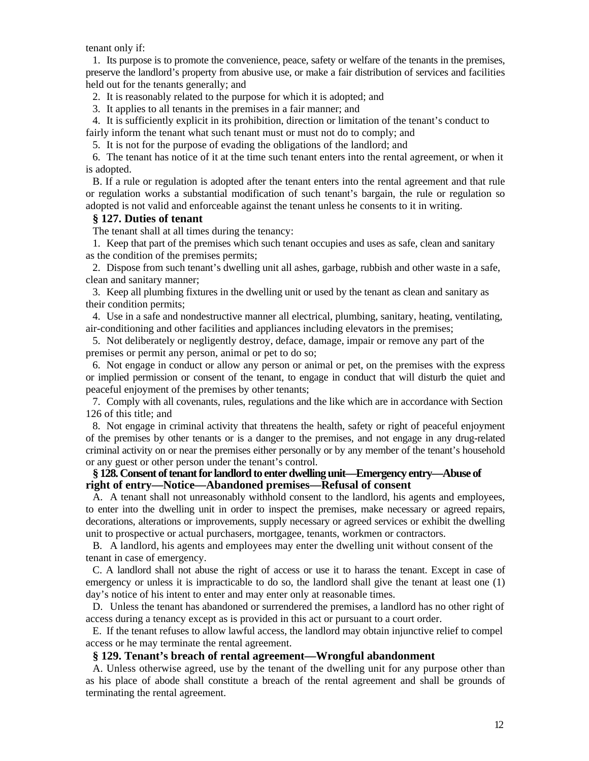tenant only if:

1. Its purpose is to promote the convenience, peace, safety or welfare of the tenants in the premises, preserve the landlord's property from abusive use, or make a fair distribution of services and facilities held out for the tenants generally; and

2. It is reasonably related to the purpose for which it is adopted; and

3. It applies to all tenants in the premises in a fair manner; and

4. It is sufficiently explicit in its prohibition, direction or limitation of the tenant's conduct to fairly inform the tenant what such tenant must or must not do to comply; and

5. It is not for the purpose of evading the obligations of the landlord; and

6. The tenant has notice of it at the time such tenant enters into the rental agreement, or when it is adopted.

B. If a rule or regulation is adopted after the tenant enters into the rental agreement and that rule or regulation works a substantial modification of such tenant's bargain, the rule or regulation so adopted is not valid and enforceable against the tenant unless he consents to it in writing.

**§ 127. Duties of tenant**

The tenant shall at all times during the tenancy:

1. Keep that part of the premises which such tenant occupies and uses as safe, clean and sanitary as the condition of the premises permits;

2. Dispose from such tenant's dwelling unit all ashes, garbage, rubbish and other waste in a safe, clean and sanitary manner;

3. Keep all plumbing fixtures in the dwelling unit or used by the tenant as clean and sanitary as their condition permits;

4. Use in a safe and nondestructive manner all electrical, plumbing, sanitary, heating, ventilating, air-conditioning and other facilities and appliances including elevators in the premises;

5. Not deliberately or negligently destroy, deface, damage, impair or remove any part of the premises or permit any person, animal or pet to do so;

6. Not engage in conduct or allow any person or animal or pet, on the premises with the express or implied permission or consent of the tenant, to engage in conduct that will disturb the quiet and peaceful enjoyment of the premises by other tenants;

7. Comply with all covenants, rules, regulations and the like which are in accordance with Section 126 of this title; and

8. Not engage in criminal activity that threatens the health, safety or right of peaceful enjoyment of the premises by other tenants or is a danger to the premises, and not engage in any drug-related criminal activity on or near the premises either personally or by any member of the tenant's household or any guest or other person under the tenant's control.

**§ 128. Consent of tenant for landlord to enter dwelling unit—Emergency entry—Abuse of right of entry—Notice—Abandoned premises—Refusal of consent**

A. A tenant shall not unreasonably withhold consent to the landlord, his agents and employees, to enter into the dwelling unit in order to inspect the premises, make necessary or agreed repairs, decorations, alterations or improvements, supply necessary or agreed services or exhibit the dwelling unit to prospective or actual purchasers, mortgagee, tenants, workmen or contractors.

B. A landlord, his agents and employees may enter the dwelling unit without consent of the tenant in case of emergency.

C. A landlord shall not abuse the right of access or use it to harass the tenant. Except in case of emergency or unless it is impracticable to do so, the landlord shall give the tenant at least one (1) day's notice of his intent to enter and may enter only at reasonable times.

D. Unless the tenant has abandoned or surrendered the premises, a landlord has no other right of access during a tenancy except as is provided in this act or pursuant to a court order.

E. If the tenant refuses to allow lawful access, the landlord may obtain injunctive relief to compel access or he may terminate the rental agreement.

**§ 129. Tenant's breach of rental agreement—Wrongful abandonment**

A. Unless otherwise agreed, use by the tenant of the dwelling unit for any purpose other than as his place of abode shall constitute a breach of the rental agreement and shall be grounds of terminating the rental agreement.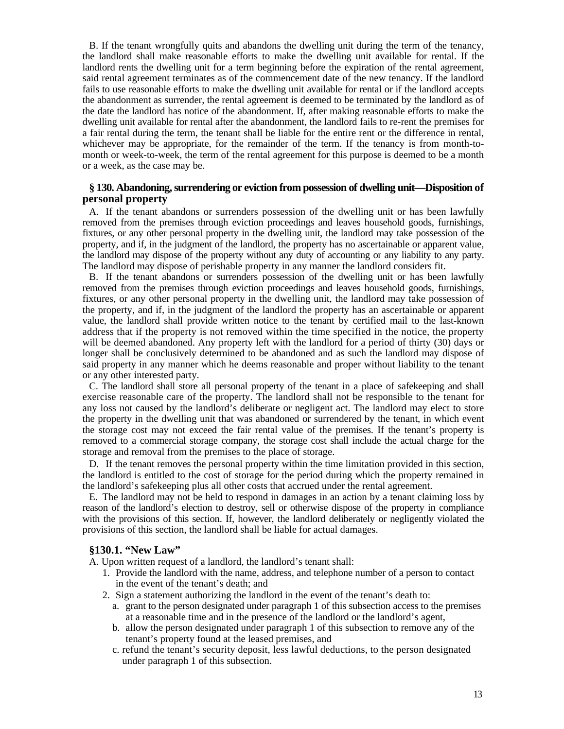B. If the tenant wrongfully quits and abandons the dwelling unit during the term of the tenancy, the landlord shall make reasonable efforts to make the dwelling unit available for rental. If the landlord rents the dwelling unit for a term beginning before the expiration of the rental agreement, said rental agreement terminates as of the commencement date of the new tenancy. If the landlord fails to use reasonable efforts to make the dwelling unit available for rental or if the landlord accepts the abandonment as surrender, the rental agreement is deemed to be terminated by the landlord as of the date the landlord has notice of the abandonment. If, after making reasonable efforts to make the dwelling unit available for rental after the abandonment, the landlord fails to re-rent the premises for a fair rental during the term, the tenant shall be liable for the entire rent or the difference in rental, whichever may be appropriate, for the remainder of the term. If the tenancy is from month-to-month or week-to-week, the term of the rental agreement for this purpose is deemed to be a month or a week, as the case may be.

### § 130. Abandoning, surrendering or eviction from possession of dwelling unit—Disposition of personal property

A. If the tenant abandons or surrenders possession of the dwelling unit or has been lawfully removed from the premises through eviction proceedings and leaves household goods, furnishings, fixtures, or any other personal property in the dwelling unit, the landlord may take possession of the property, and if, in the judgment of the landlord, the property has no ascertainable or apparent value, the landlord may dispose of the property without any duty of accounting or any liability to any party. The landlord may dispose of perishable property in any manner the landlord considers fit.

B. If the tenant abandons or surrenders possession of the dwelling unit or has been lawfully removed from the premises through eviction proceedings and leaves household goods, furnishings, fixtures, or any other personal property in the dwelling unit, the landlord may take possession of the property, and if, in the judgment of the landlord the property has an ascertainable or apparent value, the landlord shall provide written notice to the tenant by certified mail to the last-known address that if the property is not removed within the time specified in the notice, the property will be deemed abandoned. Any property left with the landlord for a period of thirty (30) days or longer shall be conclusively determined to be abandoned and as such the landlord may dispose of said property in any manner which he deems reasonable and proper without liability to the tenant or any other interested party.

C. The landlord shall store all personal property of the tenant in a place of safekeeping and shall exercise reasonable care of the property. The landlord shall not be responsible to the tenant for any loss not caused by the landlord's deliberate or negligent act. The landlord may elect to store the property in the dwelling unit that was abandoned or surrendered by the tenant, in which event the storage cost may not exceed the fair rental value of the premises. If the tenant's property is removed to a commercial storage company, the storage cost shall include the actual charge for the storage and removal from the premises to the place of storage.

D. If the tenant removes the personal property within the time limitation provided in this section, the landlord is entitled to the cost of storage for the period during which the property remained in the landlord's safekeeping plus all other costs that accrued under the rental agreement.

E. The landlord may not be held to respond in damages in an action by a tenant claiming loss by reason of the landlord's election to destroy, sell or otherwise dispose of the property in compliance with the provisions of this section. If, however, the landlord deliberately or negligently violated the provisions of this section, the landlord shall be liable for actual damages.

### §130.1. "New Law"

A. Upon written request of a landlord, the landlord's tenant shall:

1. Provide the landlord with the name, address, and telephone number of a person to contact in the event of the tenant's death; and
2. Sign a statement authorizing the landlord in the event of the tenant's death to:
   a. grant to the person designated under paragraph 1 of this subsection access to the premises at a reasonable time and in the presence of the landlord or the landlord's agent,
   b. allow the person designated under paragraph 1 of this subsection to remove any of the tenant's property found at the leased premises, and
   c. refund the tenant's security deposit, less lawful deductions, to the person designated under paragraph 1 of this subsection.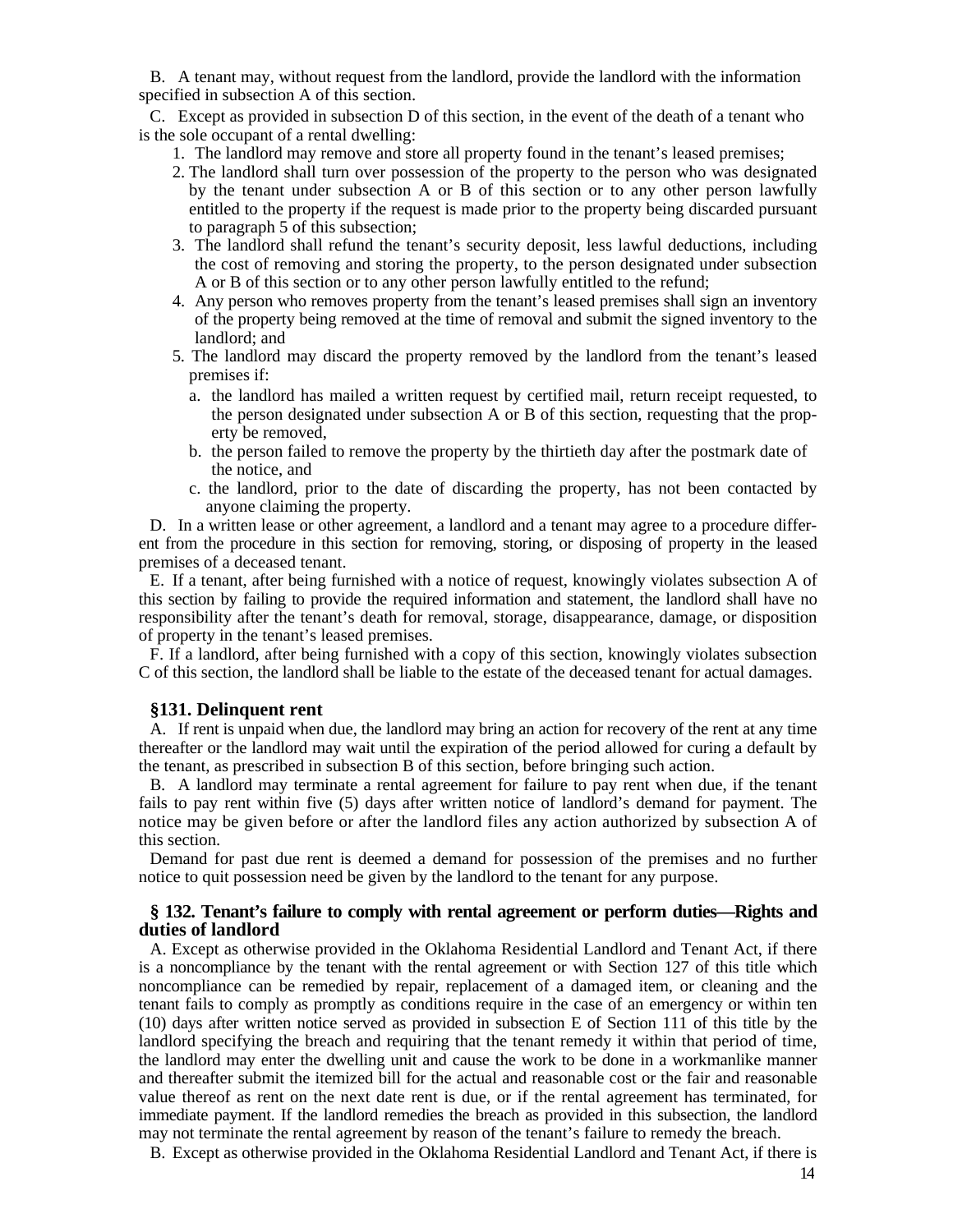B. A tenant may, without request from the landlord, provide the landlord with the information specified in subsection A of this section.

C. Except as provided in subsection D of this section, in the event of the death of a tenant who is the sole occupant of a rental dwelling:

1. The landlord may remove and store all property found in the tenant's leased premises;
2. The landlord shall turn over possession of the property to the person who was designated by the tenant under subsection A or B of this section or to any other person lawfully entitled to the property if the request is made prior to the property being discarded pursuant to paragraph 5 of this subsection;
3. The landlord shall refund the tenant's security deposit, less lawful deductions, including the cost of removing and storing the property, to the person designated under subsection A or B of this section or to any other person lawfully entitled to the refund;
4. Any person who removes property from the tenant's leased premises shall sign an inventory of the property being removed at the time of removal and submit the signed inventory to the landlord; and
5. The landlord may discard the property removed by the landlord from the tenant's leased premises if:
   a. the landlord has mailed a written request by certified mail, return receipt requested, to the person designated under subsection A or B of this section, requesting that the property be removed,
   b. the person failed to remove the property by the thirtieth day after the postmark date of the notice, and
   c. the landlord, prior to the date of discarding the property, has not been contacted by anyone claiming the property.

D. In a written lease or other agreement, a landlord and a tenant may agree to a procedure different from the procedure in this section for removing, storing, or disposing of property in the leased premises of a deceased tenant.

E. If a tenant, after being furnished with a notice of request, knowingly violates subsection A of this section by failing to provide the required information and statement, the landlord shall have no responsibility after the tenant's death for removal, storage, disappearance, damage, or disposition of property in the tenant's leased premises.

F. If a landlord, after being furnished with a copy of this section, knowingly violates subsection C of this section, the landlord shall be liable to the estate of the deceased tenant for actual damages.

### §131. Delinquent rent

A. If rent is unpaid when due, the landlord may bring an action for recovery of the rent at any time thereafter or the landlord may wait until the expiration of the period allowed for curing a default by the tenant, as prescribed in subsection B of this section, before bringing such action.

B. A landlord may terminate a rental agreement for failure to pay rent when due, if the tenant fails to pay rent within five (5) days after written notice of landlord's demand for payment. The notice may be given before or after the landlord files any action authorized by subsection A of this section.

Demand for past due rent is deemed a demand for possession of the premises and no further notice to quit possession need be given by the landlord to the tenant for any purpose.

### § 132. Tenant's failure to comply with rental agreement or perform duties—Rights and duties of landlord

A. Except as otherwise provided in the Oklahoma Residential Landlord and Tenant Act, if there is a noncompliance by the tenant with the rental agreement or with Section 127 of this title which noncompliance can be remedied by repair, replacement of a damaged item, or cleaning and the tenant fails to comply as promptly as conditions require in the case of an emergency or within ten (10) days after written notice served as provided in subsection E of Section 111 of this title by the landlord specifying the breach and requiring that the tenant remedy it within that period of time, the landlord may enter the dwelling unit and cause the work to be done in a workmanlike manner and thereafter submit the itemized bill for the actual and reasonable cost or the fair and reasonable value thereof as rent on the next date rent is due, or if the rental agreement has terminated, for immediate payment. If the landlord remedies the breach as provided in this subsection, the landlord may not terminate the rental agreement by reason of the tenant's failure to remedy the breach.

B. Except as otherwise provided in the Oklahoma Residential Landlord and Tenant Act, if there is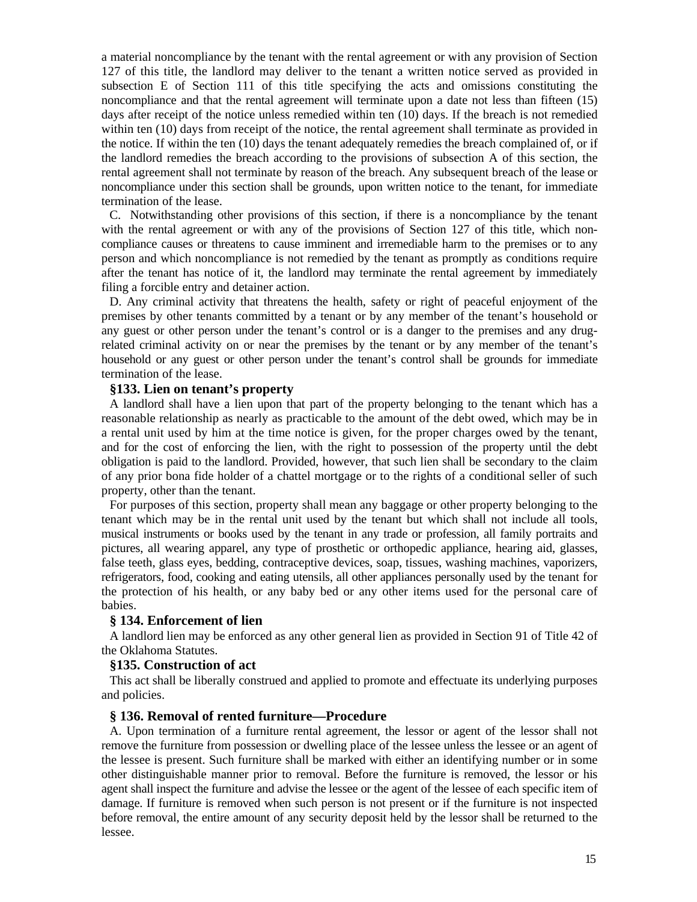a material noncompliance by the tenant with the rental agreement or with any provision of Section 127 of this title, the landlord may deliver to the tenant a written notice served as provided in subsection E of Section 111 of this title specifying the acts and omissions constituting the noncompliance and that the rental agreement will terminate upon a date not less than fifteen (15) days after receipt of the notice unless remedied within ten (10) days. If the breach is not remedied within ten (10) days from receipt of the notice, the rental agreement shall terminate as provided in the notice. If within the ten (10) days the tenant adequately remedies the breach complained of, or if the landlord remedies the breach according to the provisions of subsection A of this section, the rental agreement shall not terminate by reason of the breach. Any subsequent breach of the lease or noncompliance under this section shall be grounds, upon written notice to the tenant, for immediate termination of the lease.

C. Notwithstanding other provisions of this section, if there is a noncompliance by the tenant with the rental agreement or with any of the provisions of Section 127 of this title, which noncompliance causes or threatens to cause imminent and irremediable harm to the premises or to any person and which noncompliance is not remedied by the tenant as promptly as conditions require after the tenant has notice of it, the landlord may terminate the rental agreement by immediately filing a forcible entry and detainer action.

D. Any criminal activity that threatens the health, safety or right of peaceful enjoyment of the premises by other tenants committed by a tenant or by any member of the tenant's household or any guest or other person under the tenant's control or is a danger to the premises and any drug-related criminal activity on or near the premises by the tenant or by any member of the tenant's household or any guest or other person under the tenant's control shall be grounds for immediate termination of the lease.

### §133. Lien on tenant's property

A landlord shall have a lien upon that part of the property belonging to the tenant which has a reasonable relationship as nearly as practicable to the amount of the debt owed, which may be in a rental unit used by him at the time notice is given, for the proper charges owed by the tenant, and for the cost of enforcing the lien, with the right to possession of the property until the debt obligation is paid to the landlord. Provided, however, that such lien shall be secondary to the claim of any prior bona fide holder of a chattel mortgage or to the rights of a conditional seller of such property, other than the tenant.

For purposes of this section, property shall mean any baggage or other property belonging to the tenant which may be in the rental unit used by the tenant but which shall not include all tools, musical instruments or books used by the tenant in any trade or profession, all family portraits and pictures, all wearing apparel, any type of prosthetic or orthopedic appliance, hearing aid, glasses, false teeth, glass eyes, bedding, contraceptive devices, soap, tissues, washing machines, vaporizers, refrigerators, food, cooking and eating utensils, all other appliances personally used by the tenant for the protection of his health, or any baby bed or any other items used for the personal care of babies.

### § 134. Enforcement of lien

A landlord lien may be enforced as any other general lien as provided in Section 91 of Title 42 of the Oklahoma Statutes.

### §135. Construction of act

This act shall be liberally construed and applied to promote and effectuate its underlying purposes and policies.

### § 136. Removal of rented furniture—Procedure

A. Upon termination of a furniture rental agreement, the lessor or agent of the lessor shall not remove the furniture from possession or dwelling place of the lessee unless the lessee or an agent of the lessee is present. Such furniture shall be marked with either an identifying number or in some other distinguishable manner prior to removal. Before the furniture is removed, the lessor or his agent shall inspect the furniture and advise the lessee or the agent of the lessee of each specific item of damage. If furniture is removed when such person is not present or if the furniture is not inspected before removal, the entire amount of any security deposit held by the lessor shall be returned to the lessee.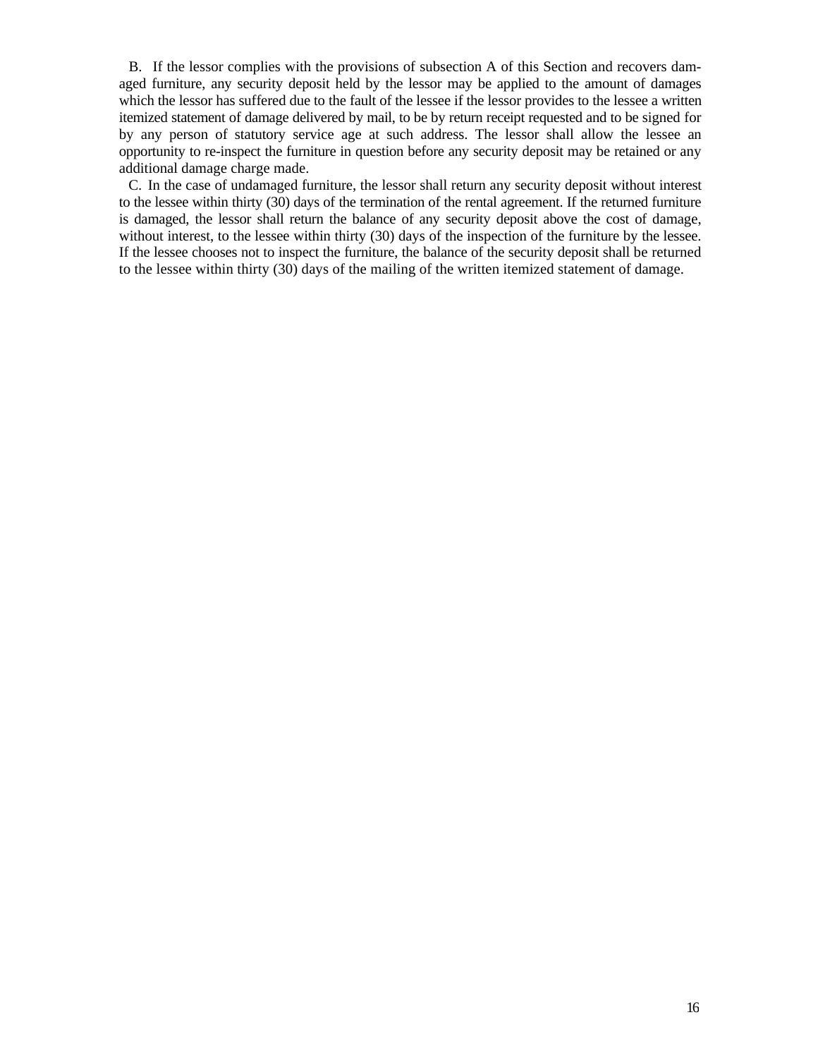B. If the lessor complies with the provisions of subsection A of this Section and recovers damaged furniture, any security deposit held by the lessor may be applied to the amount of damages which the lessor has suffered due to the fault of the lessee if the lessor provides to the lessee a written itemized statement of damage delivered by mail, to be by return receipt requested and to be signed for by any person of statutory service age at such address. The lessor shall allow the lessee an opportunity to re-inspect the furniture in question before any security deposit may be retained or any additional damage charge made.

C. In the case of undamaged furniture, the lessor shall return any security deposit without interest to the lessee within thirty (30) days of the termination of the rental agreement. If the returned furniture is damaged, the lessor shall return the balance of any security deposit above the cost of damage, without interest, to the lessee within thirty (30) days of the inspection of the furniture by the lessee. If the lessee chooses not to inspect the furniture, the balance of the security deposit shall be returned to the lessee within thirty (30) days of the mailing of the written itemized statement of damage.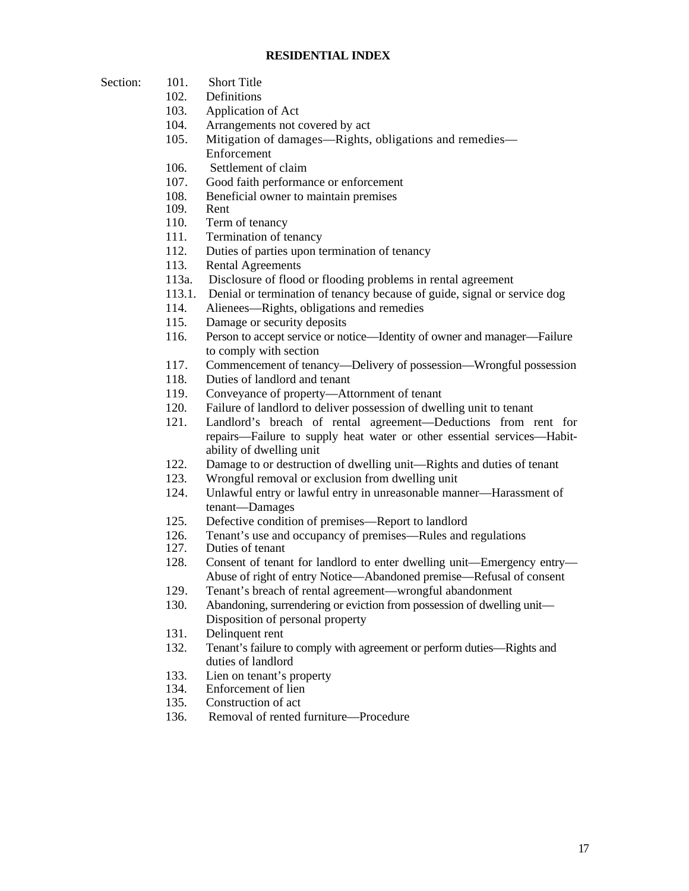**RESIDENTIAL INDEX**

Section:

- 101. Short Title
- 102. Definitions
- 103. Application of Act
- 104. Arrangements not covered by act
- 105. Mitigation of damages—Rights, obligations and remedies—Enforcement
- 106. Settlement of claim
- 107. Good faith performance or enforcement
- 108. Beneficial owner to maintain premises
- 109. Rent
- 110. Term of tenancy
- 111. Termination of tenancy
- 112. Duties of parties upon termination of tenancy
- 113. Rental Agreements
- 113a. Disclosure of flood or flooding problems in rental agreement
- 113.1. Denial or termination of tenancy because of guide, signal or service dog
- 114. Alienees—Rights, obligations and remedies
- 115. Damage or security deposits
- 116. Person to accept service or notice—Identity of owner and manager—Failure to comply with section
- 117. Commencement of tenancy—Delivery of possession—Wrongful possession
- 118. Duties of landlord and tenant
- 119. Conveyance of property—Attornment of tenant
- 120. Failure of landlord to deliver possession of dwelling unit to tenant
- 121. Landlord's breach of rental agreement—Deductions from rent for repairs—Failure to supply heat water or other essential services—Habitability of dwelling unit
- 122. Damage to or destruction of dwelling unit—Rights and duties of tenant
- 123. Wrongful removal or exclusion from dwelling unit
- 124. Unlawful entry or lawful entry in unreasonable manner—Harassment of tenant—Damages
- 125. Defective condition of premises—Report to landlord
- 126. Tenant's use and occupancy of premises—Rules and regulations
- 127. Duties of tenant
- 128. Consent of tenant for landlord to enter dwelling unit—Emergency entry—Abuse of right of entry Notice—Abandoned premise—Refusal of consent
- 129. Tenant's breach of rental agreement—wrongful abandonment
- 130. Abandoning, surrendering or eviction from possession of dwelling unit—Disposition of personal property
- 131. Delinquent rent
- 132. Tenant's failure to comply with agreement or perform duties—Rights and duties of landlord
- 133. Lien on tenant's property
- 134. Enforcement of lien
- 135. Construction of act
- 136. Removal of rented furniture—Procedure